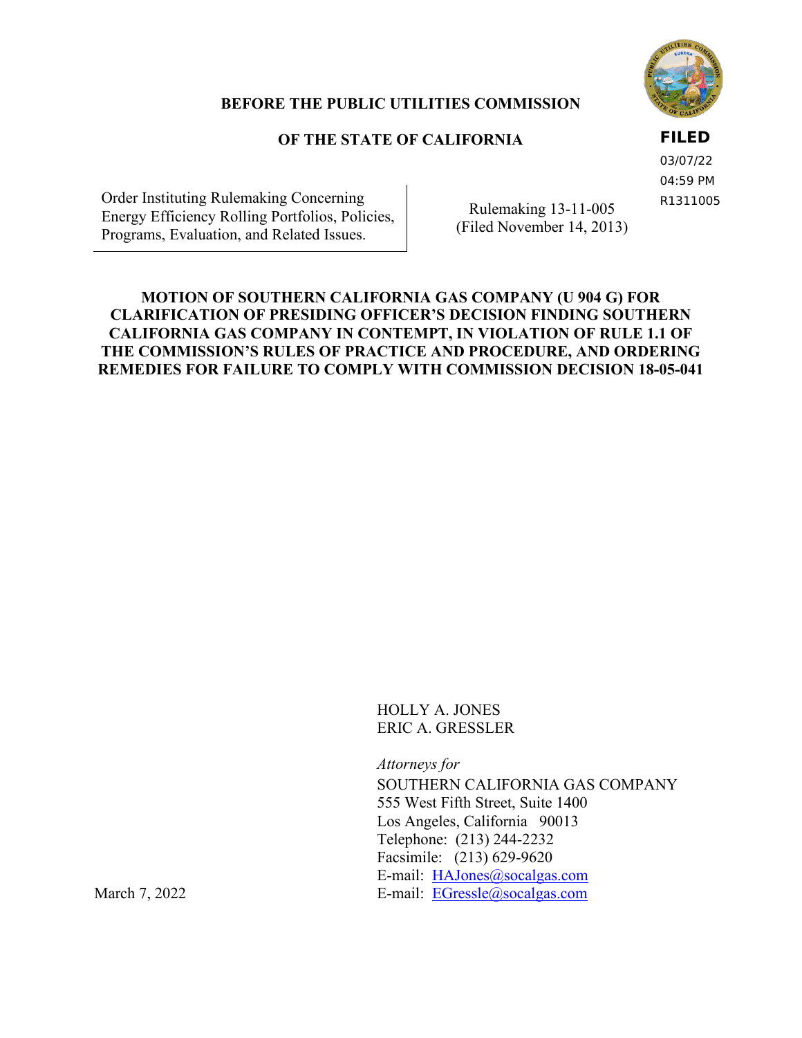**BEFORE THE PUBLIC UTILITIES COMMISSION**

**OF THE STATE OF CALIFORNIA**

**FILED**
03/07/22
04:59 PM
R1311005

| Order Instituting Rulemaking Concerning Energy Efficiency Rolling Portfolios, Policies, Programs, Evaluation, and Related Issues. | Rulemaking 13-11-005 (Filed November 14, 2013) |
|---|---|

**MOTION OF SOUTHERN CALIFORNIA GAS COMPANY (U 904 G) FOR CLARIFICATION OF PRESIDING OFFICER'S DECISION FINDING SOUTHERN CALIFORNIA GAS COMPANY IN CONTEMPT, IN VIOLATION OF RULE 1.1 OF THE COMMISSION'S RULES OF PRACTICE AND PROCEDURE, AND ORDERING REMEDIES FOR FAILURE TO COMPLY WITH COMMISSION DECISION 18-05-041**

HOLLY A. JONES
ERIC A. GRESSLER

*Attorneys for*
SOUTHERN CALIFORNIA GAS COMPANY
555 West Fifth Street, Suite 1400
Los Angeles, California 90013
Telephone: (213) 244-2232
Facsimile: (213) 629-9620
E-mail: HAJones@socalgas.com
E-mail: EGressle@socalgas.com

March 7, 2022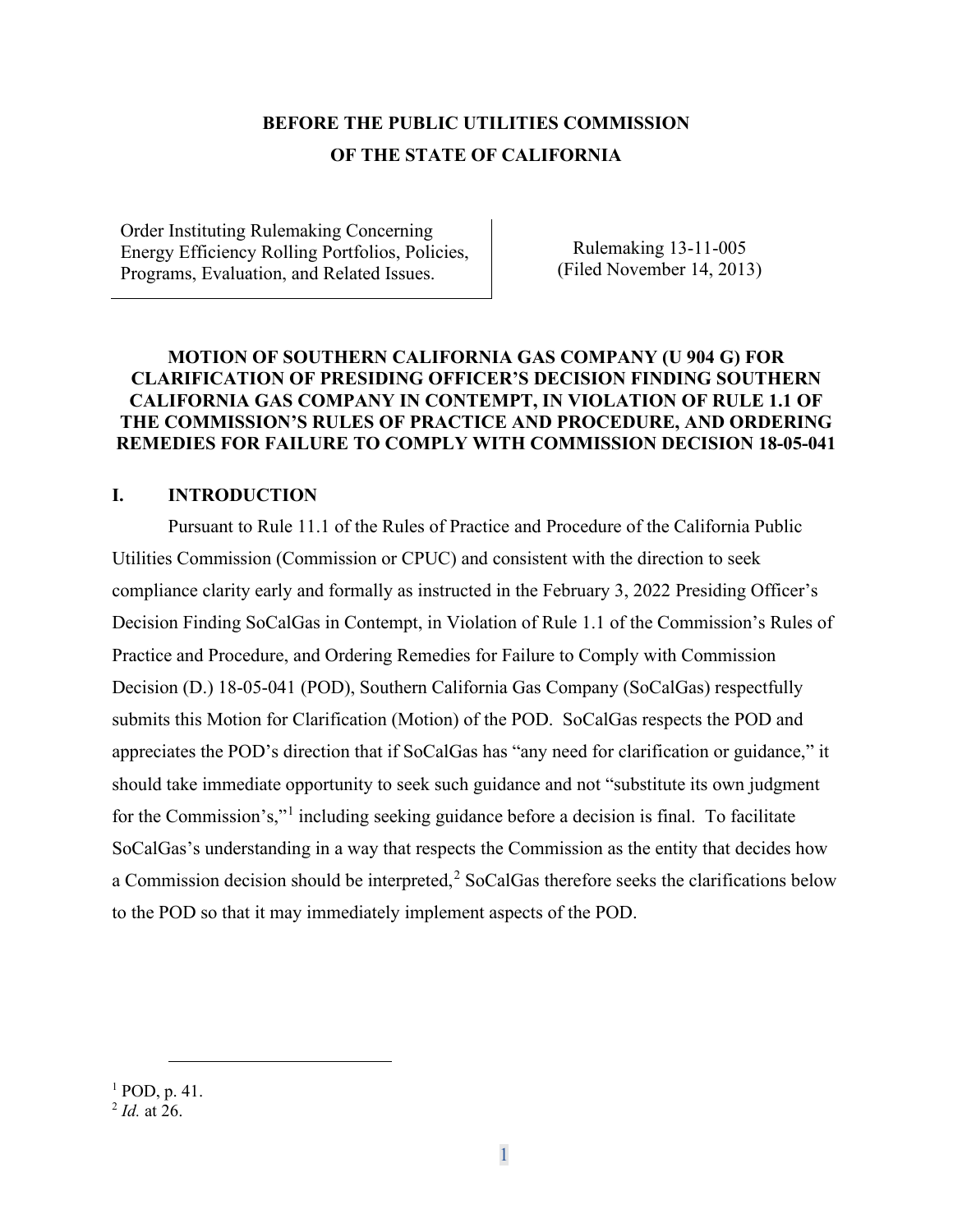# BEFORE THE PUBLIC UTILITIES COMMISSION
# OF THE STATE OF CALIFORNIA

| Order Instituting Rulemaking Concerning Energy Efficiency Rolling Portfolios, Policies, Programs, Evaluation, and Related Issues. | Rulemaking 13-11-005 (Filed November 14, 2013) |
|---|---|

**MOTION OF SOUTHERN CALIFORNIA GAS COMPANY (U 904 G) FOR CLARIFICATION OF PRESIDING OFFICER'S DECISION FINDING SOUTHERN CALIFORNIA GAS COMPANY IN CONTEMPT, IN VIOLATION OF RULE 1.1 OF THE COMMISSION'S RULES OF PRACTICE AND PROCEDURE, AND ORDERING REMEDIES FOR FAILURE TO COMPLY WITH COMMISSION DECISION 18-05-041**

## I. INTRODUCTION

Pursuant to Rule 11.1 of the Rules of Practice and Procedure of the California Public Utilities Commission (Commission or CPUC) and consistent with the direction to seek compliance clarity early and formally as instructed in the February 3, 2022 Presiding Officer's Decision Finding SoCalGas in Contempt, in Violation of Rule 1.1 of the Commission's Rules of Practice and Procedure, and Ordering Remedies for Failure to Comply with Commission Decision (D.) 18-05-041 (POD), Southern California Gas Company (SoCalGas) respectfully submits this Motion for Clarification (Motion) of the POD. SoCalGas respects the POD and appreciates the POD's direction that if SoCalGas has "any need for clarification or guidance," it should take immediate opportunity to seek such guidance and not "substitute its own judgment for the Commission's,"[1] including seeking guidance before a decision is final. To facilitate SoCalGas's understanding in a way that respects the Commission as the entity that decides how a Commission decision should be interpreted,[2] SoCalGas therefore seeks the clarifications below to the POD so that it may immediately implement aspects of the POD.

---

[1] POD, p. 41.

[2] *Id.* at 26.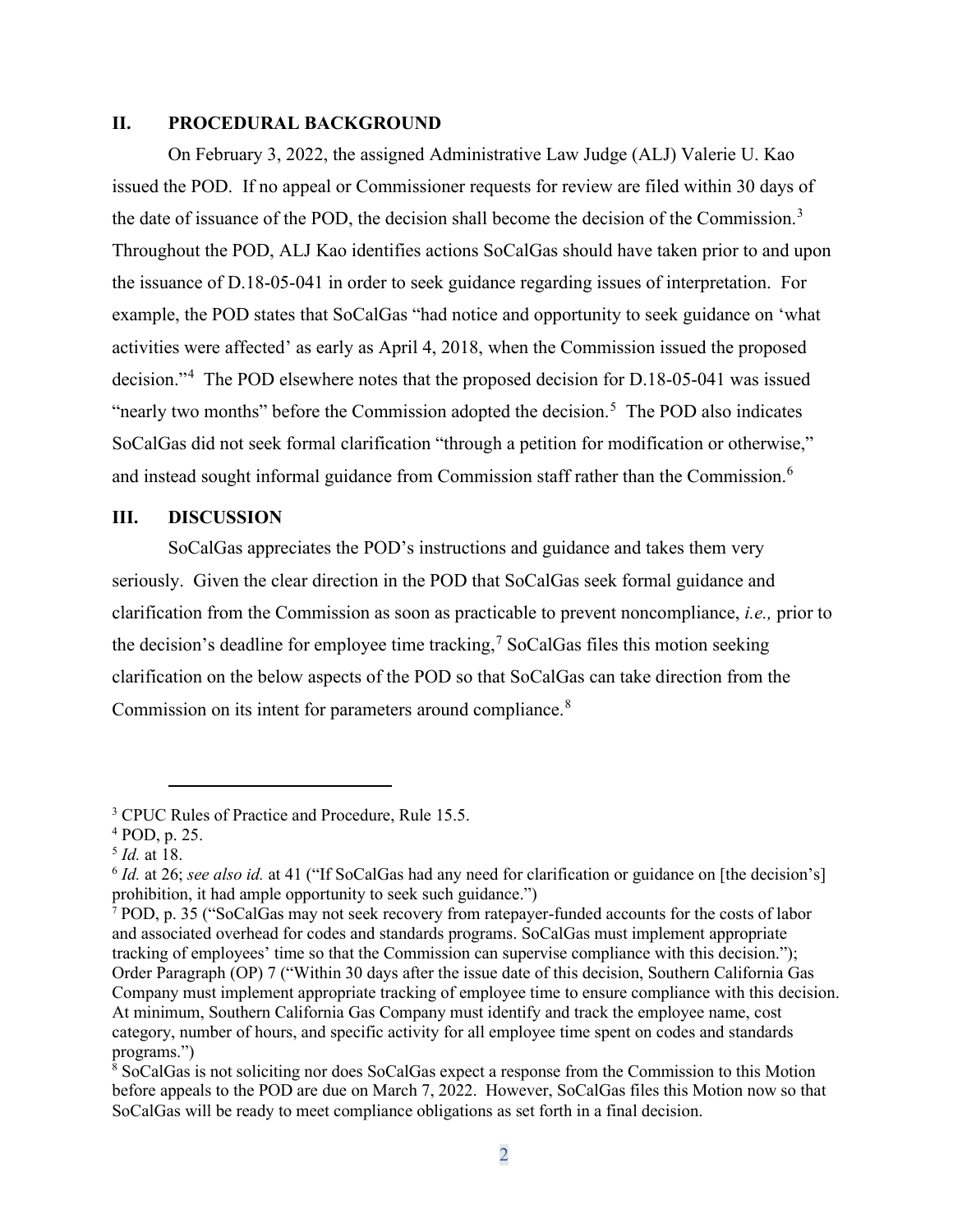## II. PROCEDURAL BACKGROUND

On February 3, 2022, the assigned Administrative Law Judge (ALJ) Valerie U. Kao issued the POD. If no appeal or Commissioner requests for review are filed within 30 days of the date of issuance of the POD, the decision shall become the decision of the Commission.[3] Throughout the POD, ALJ Kao identifies actions SoCalGas should have taken prior to and upon the issuance of D.18-05-041 in order to seek guidance regarding issues of interpretation. For example, the POD states that SoCalGas "had notice and opportunity to seek guidance on 'what activities were affected' as early as April 4, 2018, when the Commission issued the proposed decision."[4] The POD elsewhere notes that the proposed decision for D.18-05-041 was issued "nearly two months" before the Commission adopted the decision.[5] The POD also indicates SoCalGas did not seek formal clarification "through a petition for modification or otherwise," and instead sought informal guidance from Commission staff rather than the Commission.[6]

## III. DISCUSSION

SoCalGas appreciates the POD's instructions and guidance and takes them very seriously. Given the clear direction in the POD that SoCalGas seek formal guidance and clarification from the Commission as soon as practicable to prevent noncompliance, *i.e.,* prior to the decision's deadline for employee time tracking,[7] SoCalGas files this motion seeking clarification on the below aspects of the POD so that SoCalGas can take direction from the Commission on its intent for parameters around compliance.[8]

---

[3] CPUC Rules of Practice and Procedure, Rule 15.5.

[4] POD, p. 25.

[5] *Id.* at 18.

[6] *Id.* at 26; *see also id.* at 41 ("If SoCalGas had any need for clarification or guidance on [the decision's] prohibition, it had ample opportunity to seek such guidance.")

[7] POD, p. 35 ("SoCalGas may not seek recovery from ratepayer-funded accounts for the costs of labor and associated overhead for codes and standards programs. SoCalGas must implement appropriate tracking of employees' time so that the Commission can supervise compliance with this decision."); Order Paragraph (OP) 7 ("Within 30 days after the issue date of this decision, Southern California Gas Company must implement appropriate tracking of employee time to ensure compliance with this decision. At minimum, Southern California Gas Company must identify and track the employee name, cost category, number of hours, and specific activity for all employee time spent on codes and standards programs.")

[8] SoCalGas is not soliciting nor does SoCalGas expect a response from the Commission to this Motion before appeals to the POD are due on March 7, 2022. However, SoCalGas files this Motion now so that SoCalGas will be ready to meet compliance obligations as set forth in a final decision.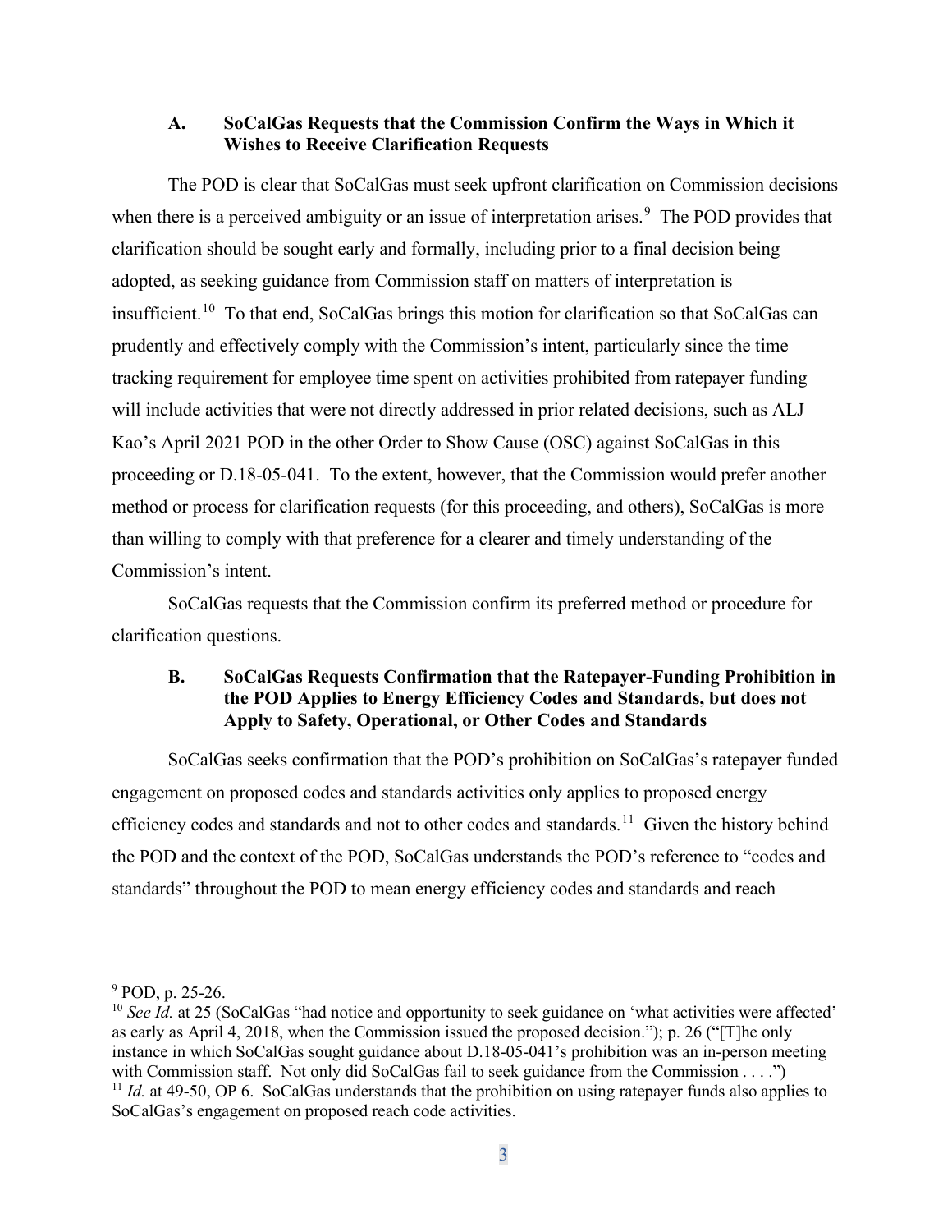### A. SoCalGas Requests that the Commission Confirm the Ways in Which it Wishes to Receive Clarification Requests

The POD is clear that SoCalGas must seek upfront clarification on Commission decisions when there is a perceived ambiguity or an issue of interpretation arises.[9] The POD provides that clarification should be sought early and formally, including prior to a final decision being adopted, as seeking guidance from Commission staff on matters of interpretation is insufficient.[10] To that end, SoCalGas brings this motion for clarification so that SoCalGas can prudently and effectively comply with the Commission's intent, particularly since the time tracking requirement for employee time spent on activities prohibited from ratepayer funding will include activities that were not directly addressed in prior related decisions, such as ALJ Kao's April 2021 POD in the other Order to Show Cause (OSC) against SoCalGas in this proceeding or D.18-05-041. To the extent, however, that the Commission would prefer another method or process for clarification requests (for this proceeding, and others), SoCalGas is more than willing to comply with that preference for a clearer and timely understanding of the Commission's intent.

SoCalGas requests that the Commission confirm its preferred method or procedure for clarification questions.

### B. SoCalGas Requests Confirmation that the Ratepayer-Funding Prohibition in the POD Applies to Energy Efficiency Codes and Standards, but does not Apply to Safety, Operational, or Other Codes and Standards

SoCalGas seeks confirmation that the POD's prohibition on SoCalGas's ratepayer funded engagement on proposed codes and standards activities only applies to proposed energy efficiency codes and standards and not to other codes and standards.[11] Given the history behind the POD and the context of the POD, SoCalGas understands the POD's reference to "codes and standards" throughout the POD to mean energy efficiency codes and standards and reach

---

[9] POD, p. 25-26.

[10] *See Id.* at 25 (SoCalGas "had notice and opportunity to seek guidance on 'what activities were affected' as early as April 4, 2018, when the Commission issued the proposed decision."); p. 26 ("[T]he only instance in which SoCalGas sought guidance about D.18-05-041's prohibition was an in-person meeting with Commission staff. Not only did SoCalGas fail to seek guidance from the Commission . . . .")

[11] *Id.* at 49-50, OP 6. SoCalGas understands that the prohibition on using ratepayer funds also applies to SoCalGas's engagement on proposed reach code activities.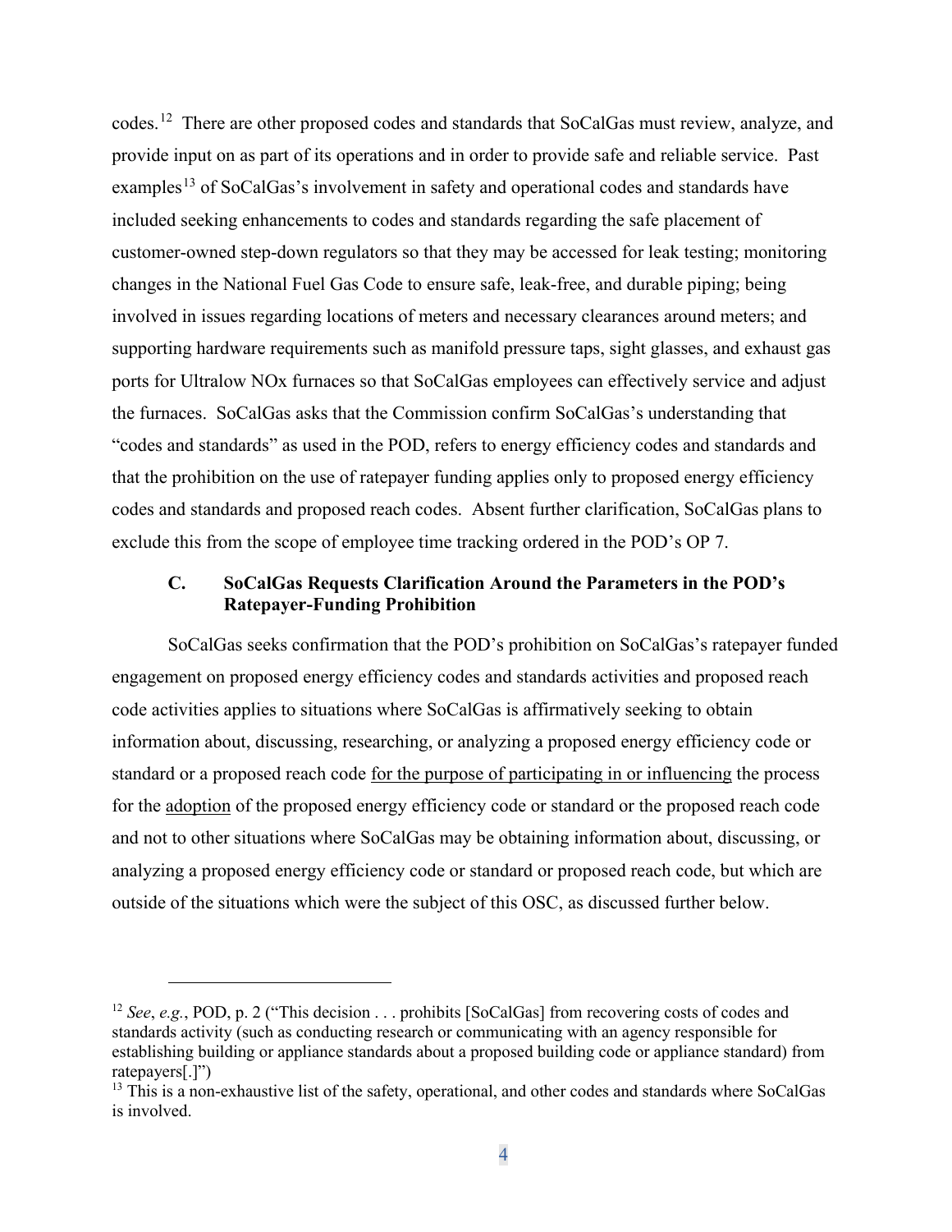codes.[12] There are other proposed codes and standards that SoCalGas must review, analyze, and provide input on as part of its operations and in order to provide safe and reliable service. Past examples[13] of SoCalGas's involvement in safety and operational codes and standards have included seeking enhancements to codes and standards regarding the safe placement of customer-owned step-down regulators so that they may be accessed for leak testing; monitoring changes in the National Fuel Gas Code to ensure safe, leak-free, and durable piping; being involved in issues regarding locations of meters and necessary clearances around meters; and supporting hardware requirements such as manifold pressure taps, sight glasses, and exhaust gas ports for Ultralow NOx furnaces so that SoCalGas employees can effectively service and adjust the furnaces. SoCalGas asks that the Commission confirm SoCalGas's understanding that "codes and standards" as used in the POD, refers to energy efficiency codes and standards and that the prohibition on the use of ratepayer funding applies only to proposed energy efficiency codes and standards and proposed reach codes. Absent further clarification, SoCalGas plans to exclude this from the scope of employee time tracking ordered in the POD's OP 7.

### C. SoCalGas Requests Clarification Around the Parameters in the POD's Ratepayer-Funding Prohibition

SoCalGas seeks confirmation that the POD's prohibition on SoCalGas's ratepayer funded engagement on proposed energy efficiency codes and standards activities and proposed reach code activities applies to situations where SoCalGas is affirmatively seeking to obtain information about, discussing, researching, or analyzing a proposed energy efficiency code or standard or a proposed reach code <u>for the purpose of participating in or influencing</u> the process for the <u>adoption</u> of the proposed energy efficiency code or standard or the proposed reach code and not to other situations where SoCalGas may be obtaining information about, discussing, or analyzing a proposed energy efficiency code or standard or proposed reach code, but which are outside of the situations which were the subject of this OSC, as discussed further below.

---

[12] *See*, *e.g.*, POD, p. 2 ("This decision . . . prohibits [SoCalGas] from recovering costs of codes and standards activity (such as conducting research or communicating with an agency responsible for establishing building or appliance standards about a proposed building code or appliance standard) from ratepayers[.]")

[13] This is a non-exhaustive list of the safety, operational, and other codes and standards where SoCalGas is involved.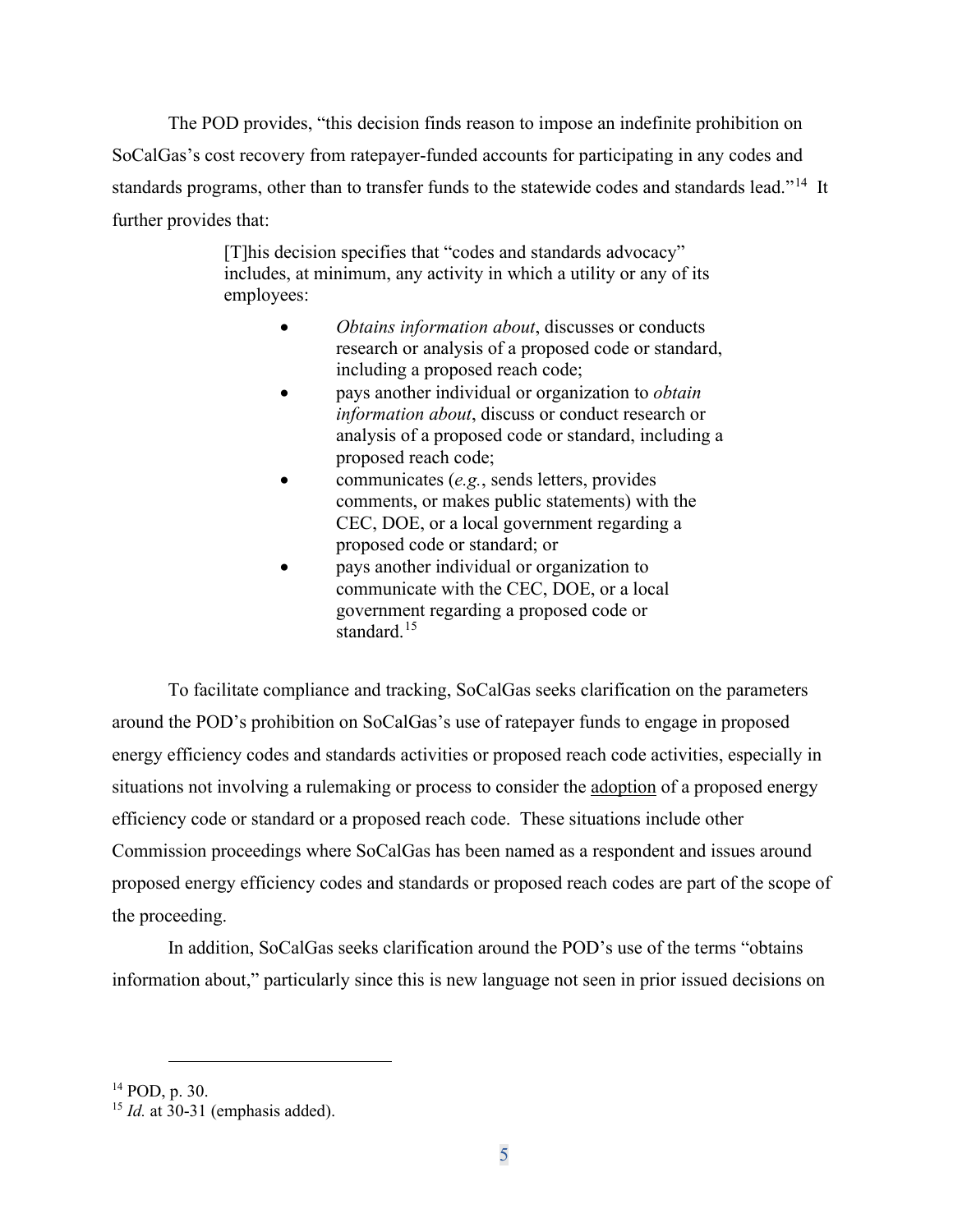The POD provides, "this decision finds reason to impose an indefinite prohibition on SoCalGas's cost recovery from ratepayer-funded accounts for participating in any codes and standards programs, other than to transfer funds to the statewide codes and standards lead."[14] It further provides that:

> [T]his decision specifies that "codes and standards advocacy" includes, at minimum, any activity in which a utility or any of its employees:
>
> - *Obtains information about*, discusses or conducts research or analysis of a proposed code or standard, including a proposed reach code;
> - pays another individual or organization to *obtain information about*, discuss or conduct research or analysis of a proposed code or standard, including a proposed reach code;
> - communicates (*e.g.*, sends letters, provides comments, or makes public statements) with the CEC, DOE, or a local government regarding a proposed code or standard; or
> - pays another individual or organization to communicate with the CEC, DOE, or a local government regarding a proposed code or standard.[15]

To facilitate compliance and tracking, SoCalGas seeks clarification on the parameters around the POD's prohibition on SoCalGas's use of ratepayer funds to engage in proposed energy efficiency codes and standards activities or proposed reach code activities, especially in situations not involving a rulemaking or process to consider the <u>adoption</u> of a proposed energy efficiency code or standard or a proposed reach code. These situations include other Commission proceedings where SoCalGas has been named as a respondent and issues around proposed energy efficiency codes and standards or proposed reach codes are part of the scope of the proceeding.

In addition, SoCalGas seeks clarification around the POD's use of the terms "obtains information about," particularly since this is new language not seen in prior issued decisions on

---

[14] POD, p. 30.

[15] *Id.* at 30-31 (emphasis added).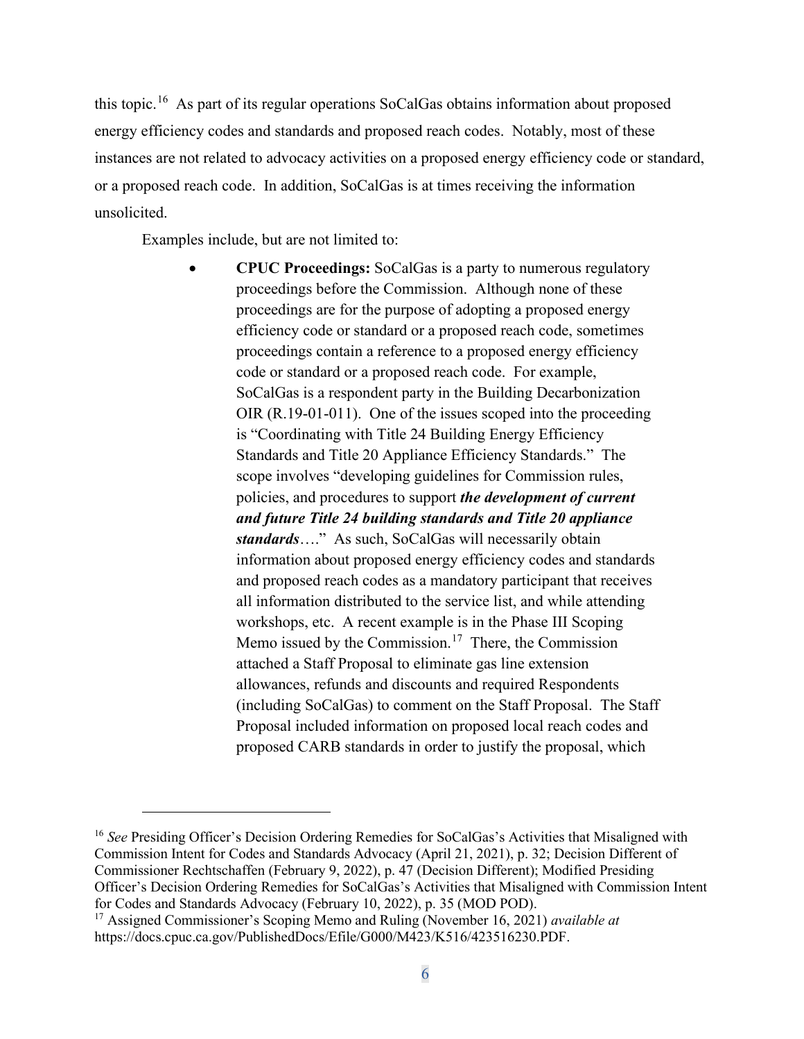this topic.[16] As part of its regular operations SoCalGas obtains information about proposed energy efficiency codes and standards and proposed reach codes. Notably, most of these instances are not related to advocacy activities on a proposed energy efficiency code or standard, or a proposed reach code. In addition, SoCalGas is at times receiving the information unsolicited.

Examples include, but are not limited to:

- **CPUC Proceedings:** SoCalGas is a party to numerous regulatory proceedings before the Commission. Although none of these proceedings are for the purpose of adopting a proposed energy efficiency code or standard or a proposed reach code, sometimes proceedings contain a reference to a proposed energy efficiency code or standard or a proposed reach code. For example, SoCalGas is a respondent party in the Building Decarbonization OIR (R.19-01-011). One of the issues scoped into the proceeding is "Coordinating with Title 24 Building Energy Efficiency Standards and Title 20 Appliance Efficiency Standards." The scope involves "developing guidelines for Commission rules, policies, and procedures to support ***the development of current and future Title 24 building standards and Title 20 appliance standards***…." As such, SoCalGas will necessarily obtain information about proposed energy efficiency codes and standards and proposed reach codes as a mandatory participant that receives all information distributed to the service list, and while attending workshops, etc. A recent example is in the Phase III Scoping Memo issued by the Commission.[17] There, the Commission attached a Staff Proposal to eliminate gas line extension allowances, refunds and discounts and required Respondents (including SoCalGas) to comment on the Staff Proposal. The Staff Proposal included information on proposed local reach codes and proposed CARB standards in order to justify the proposal, which

---

[16] *See* Presiding Officer's Decision Ordering Remedies for SoCalGas's Activities that Misaligned with Commission Intent for Codes and Standards Advocacy (April 21, 2021), p. 32; Decision Different of Commissioner Rechtschaffen (February 9, 2022), p. 47 (Decision Different); Modified Presiding Officer's Decision Ordering Remedies for SoCalGas's Activities that Misaligned with Commission Intent for Codes and Standards Advocacy (February 10, 2022), p. 35 (MOD POD).

[17] Assigned Commissioner's Scoping Memo and Ruling (November 16, 2021) *available at* https://docs.cpuc.ca.gov/PublishedDocs/Efile/G000/M423/K516/423516230.PDF.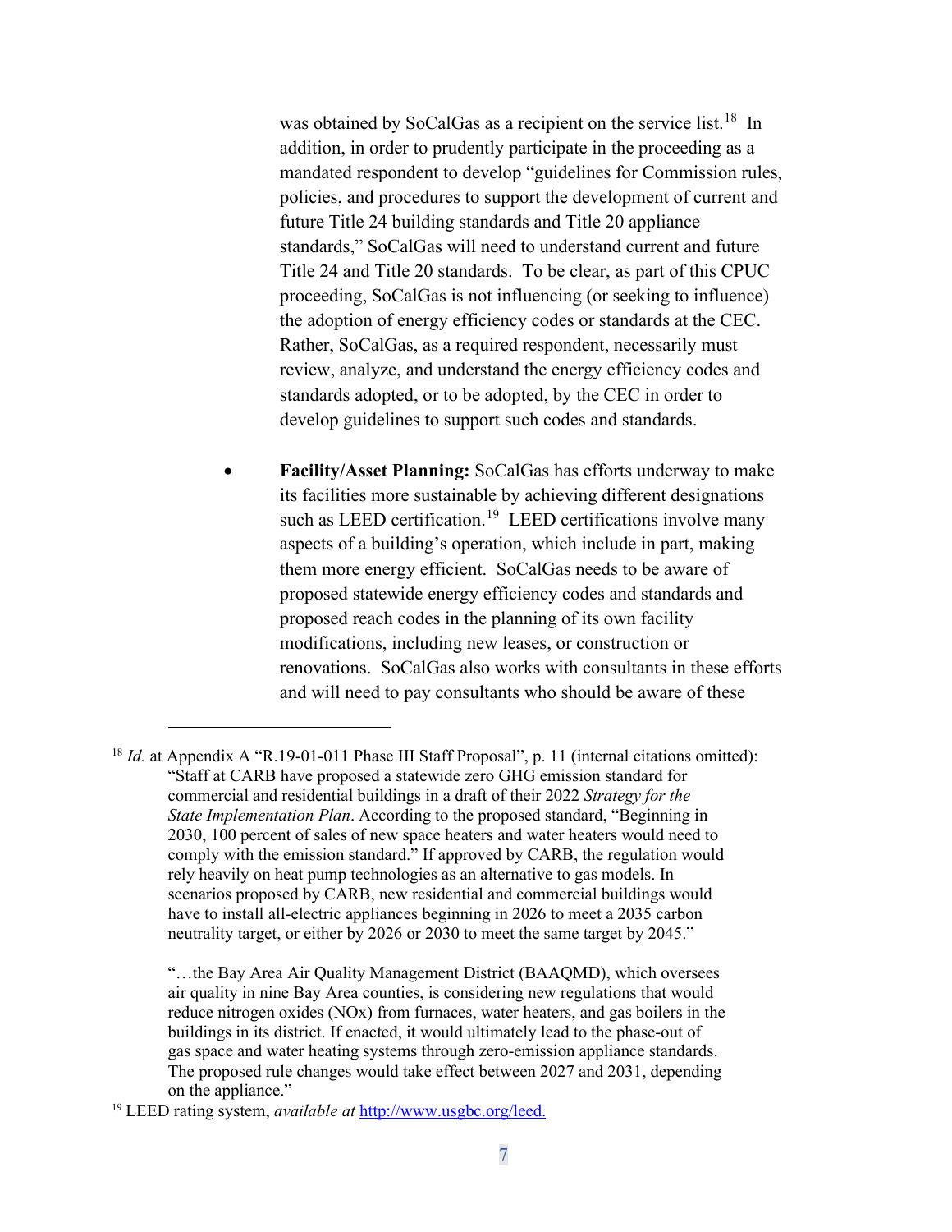was obtained by SoCalGas as a recipient on the service list.[18] In addition, in order to prudently participate in the proceeding as a mandated respondent to develop "guidelines for Commission rules, policies, and procedures to support the development of current and future Title 24 building standards and Title 20 appliance standards," SoCalGas will need to understand current and future Title 24 and Title 20 standards. To be clear, as part of this CPUC proceeding, SoCalGas is not influencing (or seeking to influence) the adoption of energy efficiency codes or standards at the CEC. Rather, SoCalGas, as a required respondent, necessarily must review, analyze, and understand the energy efficiency codes and standards adopted, or to be adopted, by the CEC in order to develop guidelines to support such codes and standards.

- **Facility/Asset Planning:** SoCalGas has efforts underway to make its facilities more sustainable by achieving different designations such as LEED certification.[19] LEED certifications involve many aspects of a building's operation, which include in part, making them more energy efficient. SoCalGas needs to be aware of proposed statewide energy efficiency codes and standards and proposed reach codes in the planning of its own facility modifications, including new leases, or construction or renovations. SoCalGas also works with consultants in these efforts and will need to pay consultants who should be aware of these

---

[18] *Id.* at Appendix A "R.19-01-011 Phase III Staff Proposal", p. 11 (internal citations omitted): "Staff at CARB have proposed a statewide zero GHG emission standard for commercial and residential buildings in a draft of their 2022 *Strategy for the State Implementation Plan*. According to the proposed standard, "Beginning in 2030, 100 percent of sales of new space heaters and water heaters would need to comply with the emission standard." If approved by CARB, the regulation would rely heavily on heat pump technologies as an alternative to gas models. In scenarios proposed by CARB, new residential and commercial buildings would have to install all-electric appliances beginning in 2026 to meet a 2035 carbon neutrality target, or either by 2026 or 2030 to meet the same target by 2045."

"…the Bay Area Air Quality Management District (BAAQMD), which oversees air quality in nine Bay Area counties, is considering new regulations that would reduce nitrogen oxides (NOx) from furnaces, water heaters, and gas boilers in the buildings in its district. If enacted, it would ultimately lead to the phase-out of gas space and water heating systems through zero-emission appliance standards. The proposed rule changes would take effect between 2027 and 2031, depending on the appliance."

[19] LEED rating system, *available at* http://www.usgbc.org/leed.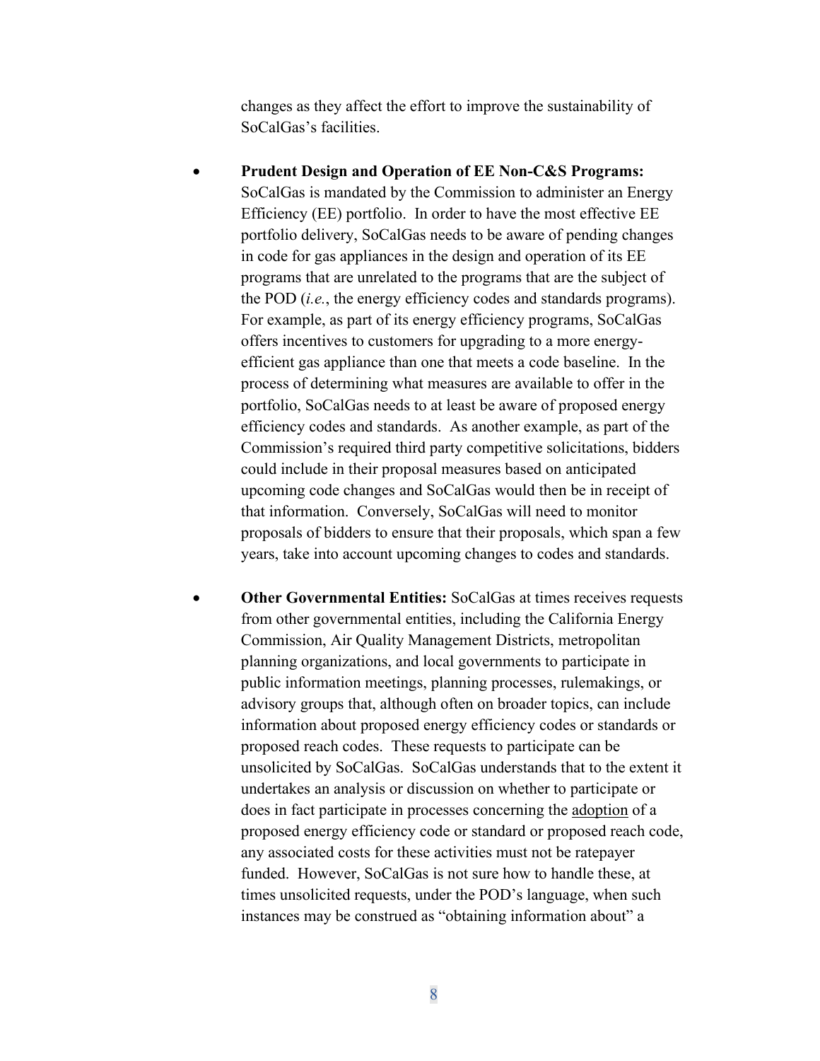changes as they affect the effort to improve the sustainability of SoCalGas's facilities.

- **Prudent Design and Operation of EE Non-C&S Programs:** SoCalGas is mandated by the Commission to administer an Energy Efficiency (EE) portfolio. In order to have the most effective EE portfolio delivery, SoCalGas needs to be aware of pending changes in code for gas appliances in the design and operation of its EE programs that are unrelated to the programs that are the subject of the POD (*i.e.*, the energy efficiency codes and standards programs). For example, as part of its energy efficiency programs, SoCalGas offers incentives to customers for upgrading to a more energy-efficient gas appliance than one that meets a code baseline. In the process of determining what measures are available to offer in the portfolio, SoCalGas needs to at least be aware of proposed energy efficiency codes and standards. As another example, as part of the Commission's required third party competitive solicitations, bidders could include in their proposal measures based on anticipated upcoming code changes and SoCalGas would then be in receipt of that information. Conversely, SoCalGas will need to monitor proposals of bidders to ensure that their proposals, which span a few years, take into account upcoming changes to codes and standards.

- **Other Governmental Entities:** SoCalGas at times receives requests from other governmental entities, including the California Energy Commission, Air Quality Management Districts, metropolitan planning organizations, and local governments to participate in public information meetings, planning processes, rulemakings, or advisory groups that, although often on broader topics, can include information about proposed energy efficiency codes or standards or proposed reach codes. These requests to participate can be unsolicited by SoCalGas. SoCalGas understands that to the extent it undertakes an analysis or discussion on whether to participate or does in fact participate in processes concerning the <u>adoption</u> of a proposed energy efficiency code or standard or proposed reach code, any associated costs for these activities must not be ratepayer funded. However, SoCalGas is not sure how to handle these, at times unsolicited requests, under the POD's language, when such instances may be construed as "obtaining information about" a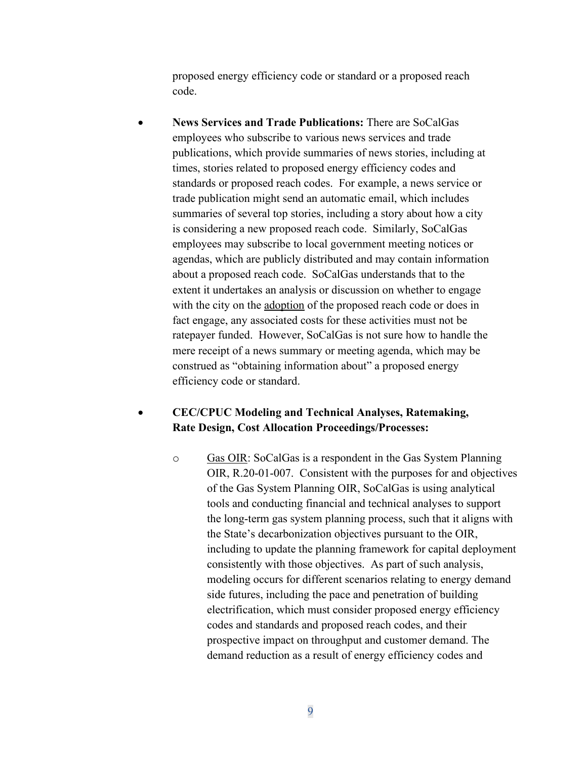proposed energy efficiency code or standard or a proposed reach code.

- **News Services and Trade Publications:** There are SoCalGas employees who subscribe to various news services and trade publications, which provide summaries of news stories, including at times, stories related to proposed energy efficiency codes and standards or proposed reach codes. For example, a news service or trade publication might send an automatic email, which includes summaries of several top stories, including a story about how a city is considering a new proposed reach code. Similarly, SoCalGas employees may subscribe to local government meeting notices or agendas, which are publicly distributed and may contain information about a proposed reach code. SoCalGas understands that to the extent it undertakes an analysis or discussion on whether to engage with the city on the <u>adoption</u> of the proposed reach code or does in fact engage, any associated costs for these activities must not be ratepayer funded. However, SoCalGas is not sure how to handle the mere receipt of a news summary or meeting agenda, which may be construed as "obtaining information about" a proposed energy efficiency code or standard.

- **CEC/CPUC Modeling and Technical Analyses, Ratemaking, Rate Design, Cost Allocation Proceedings/Processes:**

  - <u>Gas OIR</u>: SoCalGas is a respondent in the Gas System Planning OIR, R.20-01-007. Consistent with the purposes for and objectives of the Gas System Planning OIR, SoCalGas is using analytical tools and conducting financial and technical analyses to support the long-term gas system planning process, such that it aligns with the State's decarbonization objectives pursuant to the OIR, including to update the planning framework for capital deployment consistently with those objectives. As part of such analysis, modeling occurs for different scenarios relating to energy demand side futures, including the pace and penetration of building electrification, which must consider proposed energy efficiency codes and standards and proposed reach codes, and their prospective impact on throughput and customer demand. The demand reduction as a result of energy efficiency codes and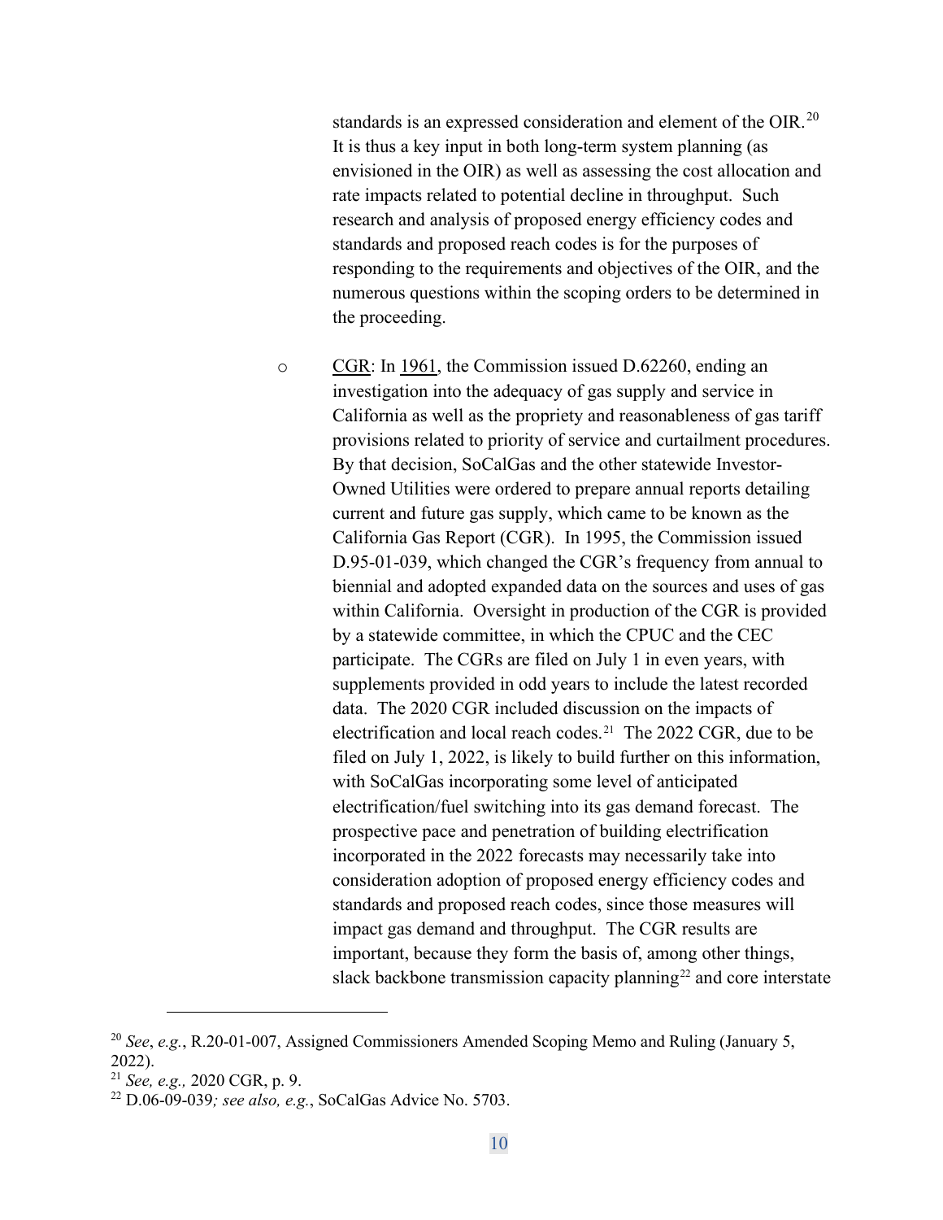standards is an expressed consideration and element of the OIR.[20] It is thus a key input in both long-term system planning (as envisioned in the OIR) as well as assessing the cost allocation and rate impacts related to potential decline in throughput. Such research and analysis of proposed energy efficiency codes and standards and proposed reach codes is for the purposes of responding to the requirements and objectives of the OIR, and the numerous questions within the scoping orders to be determined in the proceeding.

- <u>CGR</u>: In <u>1961</u>, the Commission issued D.62260, ending an investigation into the adequacy of gas supply and service in California as well as the propriety and reasonableness of gas tariff provisions related to priority of service and curtailment procedures. By that decision, SoCalGas and the other statewide Investor-Owned Utilities were ordered to prepare annual reports detailing current and future gas supply, which came to be known as the California Gas Report (CGR). In 1995, the Commission issued D.95-01-039, which changed the CGR's frequency from annual to biennial and adopted expanded data on the sources and uses of gas within California. Oversight in production of the CGR is provided by a statewide committee, in which the CPUC and the CEC participate. The CGRs are filed on July 1 in even years, with supplements provided in odd years to include the latest recorded data. The 2020 CGR included discussion on the impacts of electrification and local reach codes.[21] The 2022 CGR, due to be filed on July 1, 2022, is likely to build further on this information, with SoCalGas incorporating some level of anticipated electrification/fuel switching into its gas demand forecast. The prospective pace and penetration of building electrification incorporated in the 2022 forecasts may necessarily take into consideration adoption of proposed energy efficiency codes and standards and proposed reach codes, since those measures will impact gas demand and throughput. The CGR results are important, because they form the basis of, among other things, slack backbone transmission capacity planning[22] and core interstate

---

[20] *See*, *e.g.*, R.20-01-007, Assigned Commissioners Amended Scoping Memo and Ruling (January 5, 2022).

[21] *See, e.g.,* 2020 CGR, p. 9.

[22] D.06-09-039*; see also, e.g.*, SoCalGas Advice No. 5703.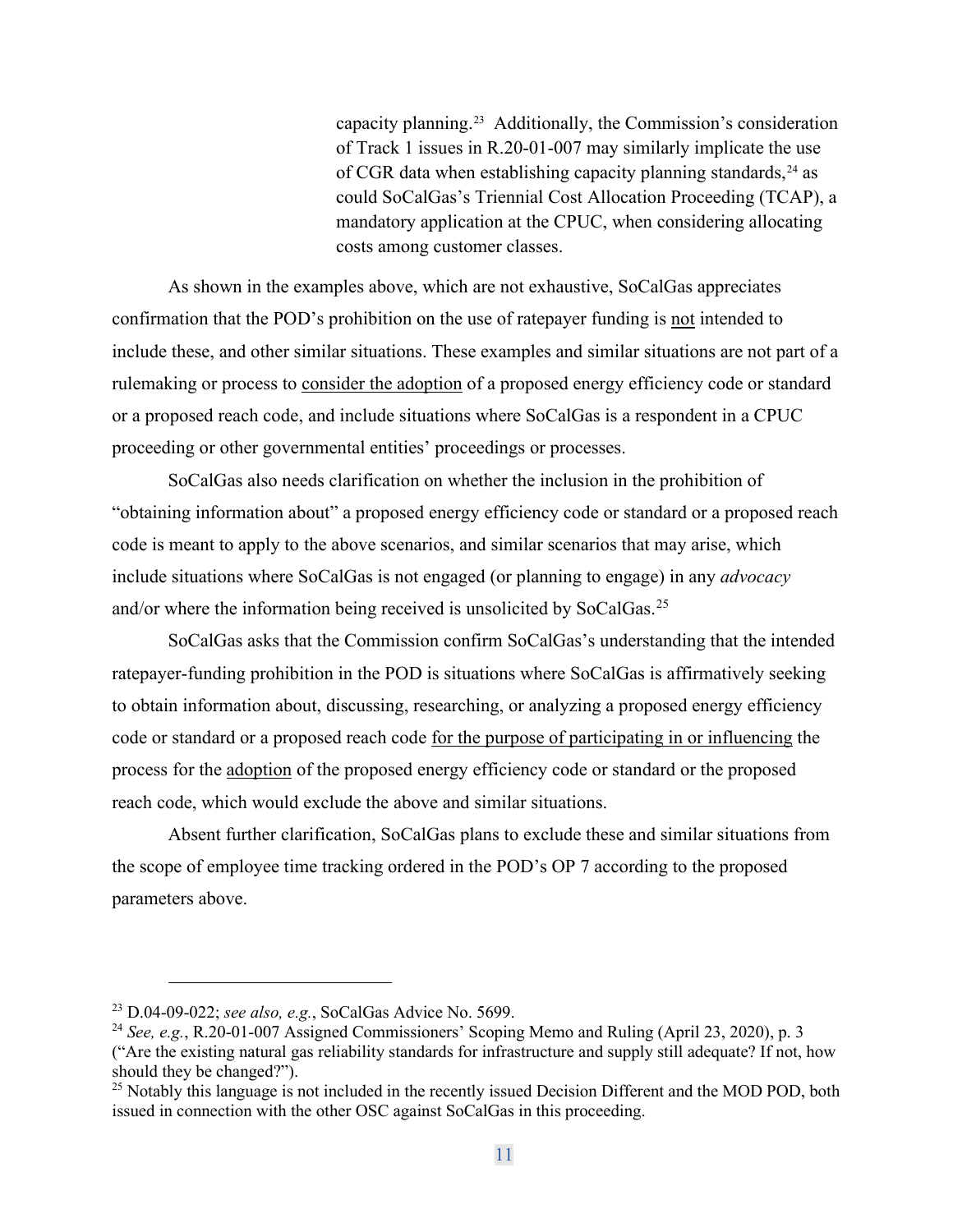> capacity planning.[23] Additionally, the Commission's consideration of Track 1 issues in R.20-01-007 may similarly implicate the use of CGR data when establishing capacity planning standards,[24] as could SoCalGas's Triennial Cost Allocation Proceeding (TCAP), a mandatory application at the CPUC, when considering allocating costs among customer classes.

As shown in the examples above, which are not exhaustive, SoCalGas appreciates confirmation that the POD's prohibition on the use of ratepayer funding is <u>not</u> intended to include these, and other similar situations. These examples and similar situations are not part of a rulemaking or process to <u>consider the adoption</u> of a proposed energy efficiency code or standard or a proposed reach code, and include situations where SoCalGas is a respondent in a CPUC proceeding or other governmental entities' proceedings or processes.

SoCalGas also needs clarification on whether the inclusion in the prohibition of "obtaining information about" a proposed energy efficiency code or standard or a proposed reach code is meant to apply to the above scenarios, and similar scenarios that may arise, which include situations where SoCalGas is not engaged (or planning to engage) in any *advocacy* and/or where the information being received is unsolicited by SoCalGas.[25]

SoCalGas asks that the Commission confirm SoCalGas's understanding that the intended ratepayer-funding prohibition in the POD is situations where SoCalGas is affirmatively seeking to obtain information about, discussing, researching, or analyzing a proposed energy efficiency code or standard or a proposed reach code <u>for the purpose of participating in or influencing</u> the process for the <u>adoption</u> of the proposed energy efficiency code or standard or the proposed reach code, which would exclude the above and similar situations.

Absent further clarification, SoCalGas plans to exclude these and similar situations from the scope of employee time tracking ordered in the POD's OP 7 according to the proposed parameters above.

---

[23] D.04-09-022; *see also, e.g.*, SoCalGas Advice No. 5699.

[24] *See, e.g.*, R.20-01-007 Assigned Commissioners' Scoping Memo and Ruling (April 23, 2020), p. 3 ("Are the existing natural gas reliability standards for infrastructure and supply still adequate? If not, how should they be changed?").

[25] Notably this language is not included in the recently issued Decision Different and the MOD POD, both issued in connection with the other OSC against SoCalGas in this proceeding.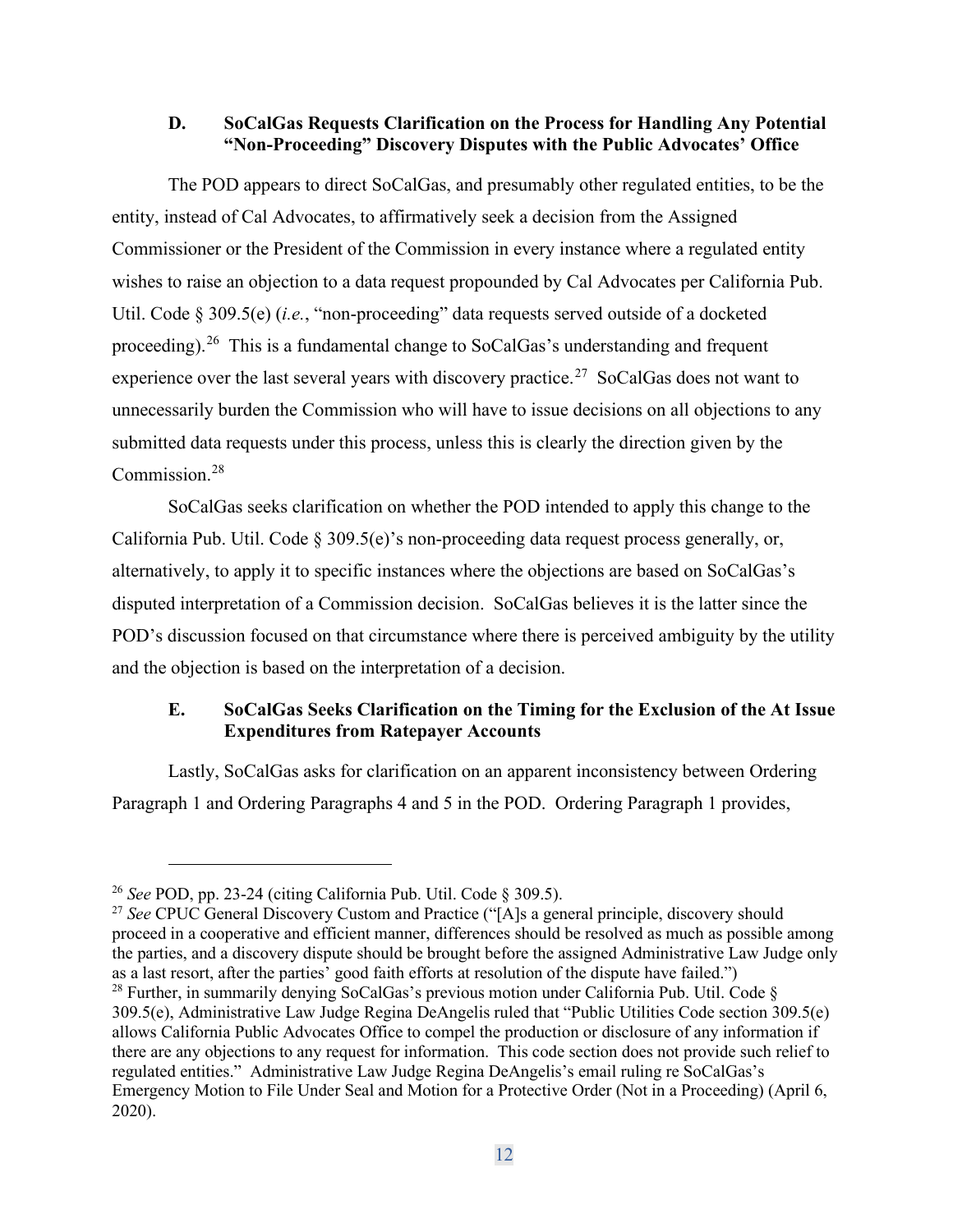### D. SoCalGas Requests Clarification on the Process for Handling Any Potential "Non-Proceeding" Discovery Disputes with the Public Advocates' Office

The POD appears to direct SoCalGas, and presumably other regulated entities, to be the entity, instead of Cal Advocates, to affirmatively seek a decision from the Assigned Commissioner or the President of the Commission in every instance where a regulated entity wishes to raise an objection to a data request propounded by Cal Advocates per California Pub. Util. Code § 309.5(e) (*i.e.*, "non-proceeding" data requests served outside of a docketed proceeding).[26] This is a fundamental change to SoCalGas's understanding and frequent experience over the last several years with discovery practice.[27] SoCalGas does not want to unnecessarily burden the Commission who will have to issue decisions on all objections to any submitted data requests under this process, unless this is clearly the direction given by the Commission.[28]

SoCalGas seeks clarification on whether the POD intended to apply this change to the California Pub. Util. Code § 309.5(e)'s non-proceeding data request process generally, or, alternatively, to apply it to specific instances where the objections are based on SoCalGas's disputed interpretation of a Commission decision. SoCalGas believes it is the latter since the POD's discussion focused on that circumstance where there is perceived ambiguity by the utility and the objection is based on the interpretation of a decision.

### E. SoCalGas Seeks Clarification on the Timing for the Exclusion of the At Issue Expenditures from Ratepayer Accounts

Lastly, SoCalGas asks for clarification on an apparent inconsistency between Ordering Paragraph 1 and Ordering Paragraphs 4 and 5 in the POD. Ordering Paragraph 1 provides,

---

[26] *See* POD, pp. 23-24 (citing California Pub. Util. Code § 309.5).

[27] *See* CPUC General Discovery Custom and Practice ("[A]s a general principle, discovery should proceed in a cooperative and efficient manner, differences should be resolved as much as possible among the parties, and a discovery dispute should be brought before the assigned Administrative Law Judge only as a last resort, after the parties' good faith efforts at resolution of the dispute have failed.")

[28] Further, in summarily denying SoCalGas's previous motion under California Pub. Util. Code § 309.5(e), Administrative Law Judge Regina DeAngelis ruled that "Public Utilities Code section 309.5(e) allows California Public Advocates Office to compel the production or disclosure of any information if there are any objections to any request for information. This code section does not provide such relief to regulated entities." Administrative Law Judge Regina DeAngelis's email ruling re SoCalGas's Emergency Motion to File Under Seal and Motion for a Protective Order (Not in a Proceeding) (April 6, 2020).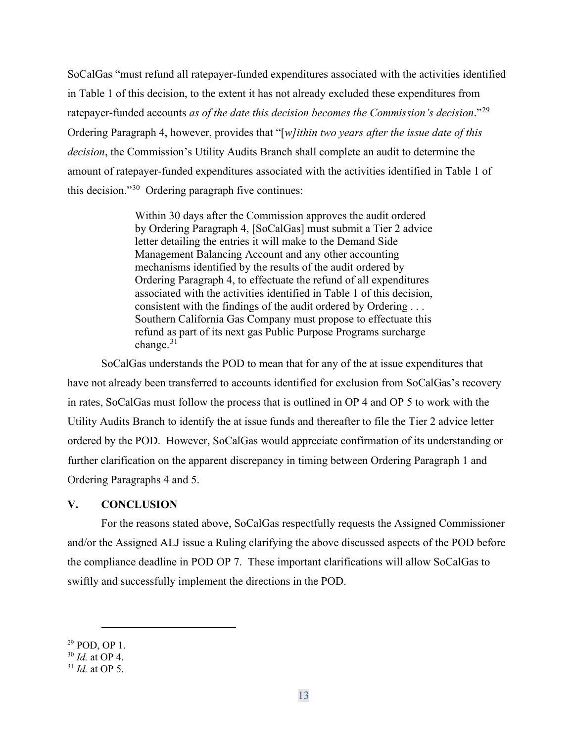SoCalGas "must refund all ratepayer-funded expenditures associated with the activities identified in Table 1 of this decision, to the extent it has not already excluded these expenditures from ratepayer-funded accounts *as of the date this decision becomes the Commission's decision*."[29] Ordering Paragraph 4, however, provides that "[*w]ithin two years after the issue date of this decision*, the Commission's Utility Audits Branch shall complete an audit to determine the amount of ratepayer-funded expenditures associated with the activities identified in Table 1 of this decision."[30] Ordering paragraph five continues:

> Within 30 days after the Commission approves the audit ordered by Ordering Paragraph 4, [SoCalGas] must submit a Tier 2 advice letter detailing the entries it will make to the Demand Side Management Balancing Account and any other accounting mechanisms identified by the results of the audit ordered by Ordering Paragraph 4, to effectuate the refund of all expenditures associated with the activities identified in Table 1 of this decision, consistent with the findings of the audit ordered by Ordering . . . Southern California Gas Company must propose to effectuate this refund as part of its next gas Public Purpose Programs surcharge change.[31]

SoCalGas understands the POD to mean that for any of the at issue expenditures that have not already been transferred to accounts identified for exclusion from SoCalGas's recovery in rates, SoCalGas must follow the process that is outlined in OP 4 and OP 5 to work with the Utility Audits Branch to identify the at issue funds and thereafter to file the Tier 2 advice letter ordered by the POD. However, SoCalGas would appreciate confirmation of its understanding or further clarification on the apparent discrepancy in timing between Ordering Paragraph 1 and Ordering Paragraphs 4 and 5.

## V. CONCLUSION

For the reasons stated above, SoCalGas respectfully requests the Assigned Commissioner and/or the Assigned ALJ issue a Ruling clarifying the above discussed aspects of the POD before the compliance deadline in POD OP 7. These important clarifications will allow SoCalGas to swiftly and successfully implement the directions in the POD.

---

[29] POD, OP 1.

[30] *Id.* at OP 4.

[31] *Id.* at OP 5.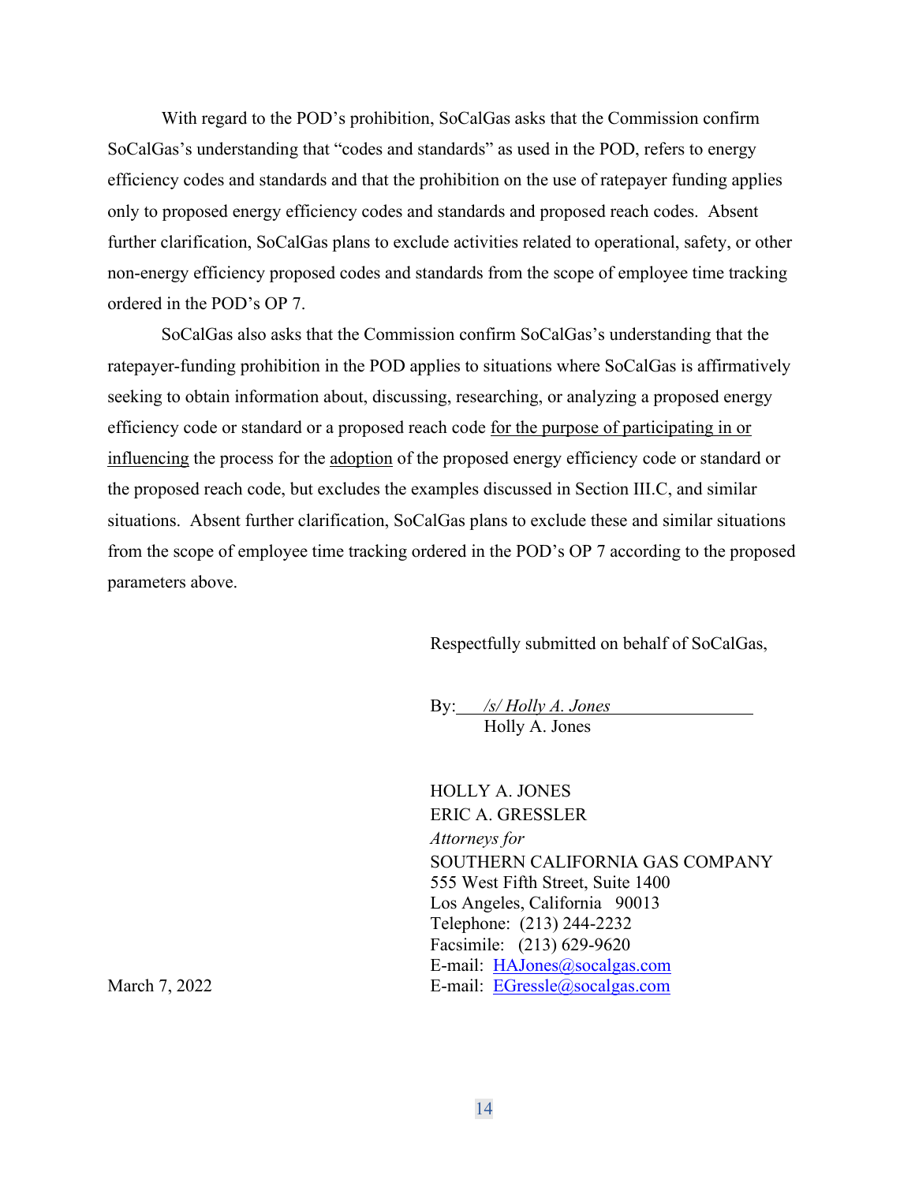With regard to the POD's prohibition, SoCalGas asks that the Commission confirm SoCalGas's understanding that "codes and standards" as used in the POD, refers to energy efficiency codes and standards and that the prohibition on the use of ratepayer funding applies only to proposed energy efficiency codes and standards and proposed reach codes. Absent further clarification, SoCalGas plans to exclude activities related to operational, safety, or other non-energy efficiency proposed codes and standards from the scope of employee time tracking ordered in the POD's OP 7.

SoCalGas also asks that the Commission confirm SoCalGas's understanding that the ratepayer-funding prohibition in the POD applies to situations where SoCalGas is affirmatively seeking to obtain information about, discussing, researching, or analyzing a proposed energy efficiency code or standard or a proposed reach code <u>for the purpose of participating in or influencing</u> the process for the <u>adoption</u> of the proposed energy efficiency code or standard or the proposed reach code, but excludes the examples discussed in Section III.C, and similar situations. Absent further clarification, SoCalGas plans to exclude these and similar situations from the scope of employee time tracking ordered in the POD's OP 7 according to the proposed parameters above.

Respectfully submitted on behalf of SoCalGas,

By: *<u>/s/ Holly A. Jones</u>*
Holly A. Jones

HOLLY A. JONES
ERIC A. GRESSLER
*Attorneys for*
SOUTHERN CALIFORNIA GAS COMPANY
555 West Fifth Street, Suite 1400
Los Angeles, California 90013
Telephone: (213) 244-2232
Facsimile: (213) 629-9620
E-mail: HAJones@socalgas.com
E-mail: EGressle@socalgas.com

March 7, 2022